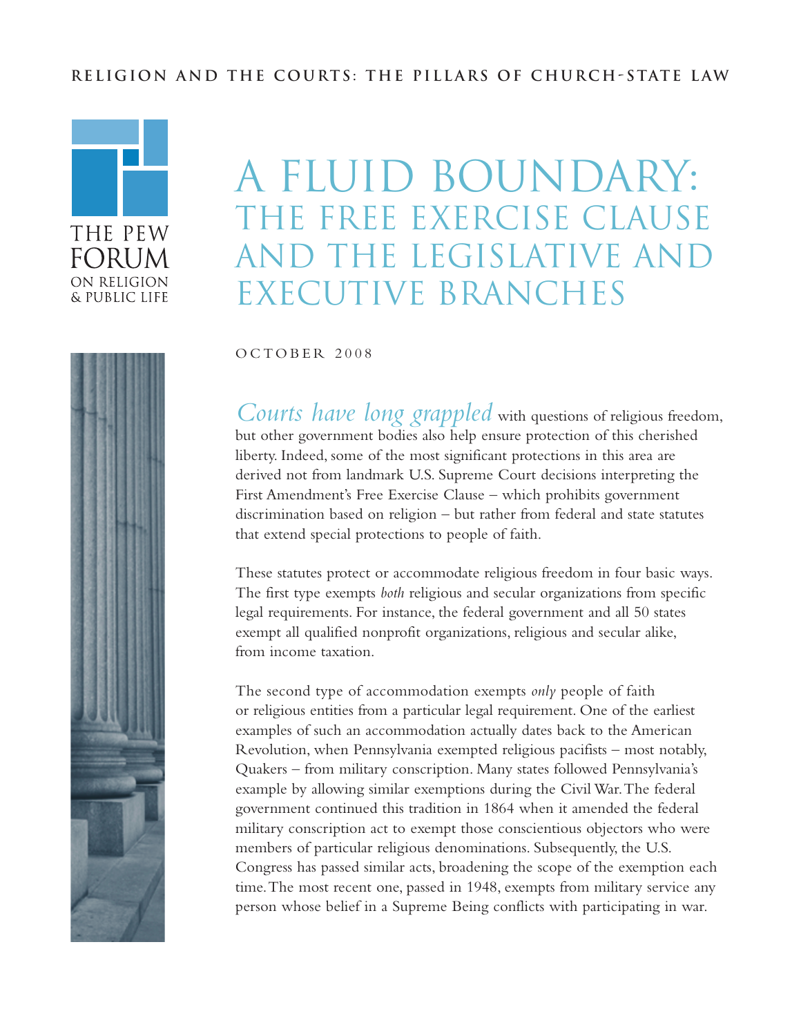RELIGION AND THE COURTS: THE PILLARS OF CHURCH-STATE LAW

THE PEW FORUM ON RELIGION & PUBLIC LIFE

# A FLUID BOUNDARY: THE FREE EXERCISE CLAUSE AND THE LEGISLATIVE AND EXECUTIVE BRANCHES

OCTOBER 2008

*Courts have long grappled* with questions of religious freedom, but other government bodies also help ensure protection of this cherished liberty. Indeed, some of the most significant protections in this area are derived not from landmark U.S. Supreme Court decisions interpreting the First Amendment's Free Exercise Clause – which prohibits government discrimination based on religion – but rather from federal and state statutes that extend special protections to people of faith.

These statutes protect or accommodate religious freedom in four basic ways. The first type exempts *both* religious and secular organizations from specific legal requirements. For instance, the federal government and all 50 states exempt all qualified nonprofit organizations, religious and secular alike, from income taxation.

The second type of accommodation exempts *only* people of faith or religious entities from a particular legal requirement. One of the earliest examples of such an accommodation actually dates back to the American Revolution, when Pennsylvania exempted religious pacifists – most notably, Quakers – from military conscription. Many states followed Pennsylvania's example by allowing similar exemptions during the Civil War. The federal government continued this tradition in 1864 when it amended the federal military conscription act to exempt those conscientious objectors who were members of particular religious denominations. Subsequently, the U.S. Congress has passed similar acts, broadening the scope of the exemption each time. The most recent one, passed in 1948, exempts from military service any person whose belief in a Supreme Being conflicts with participating in war.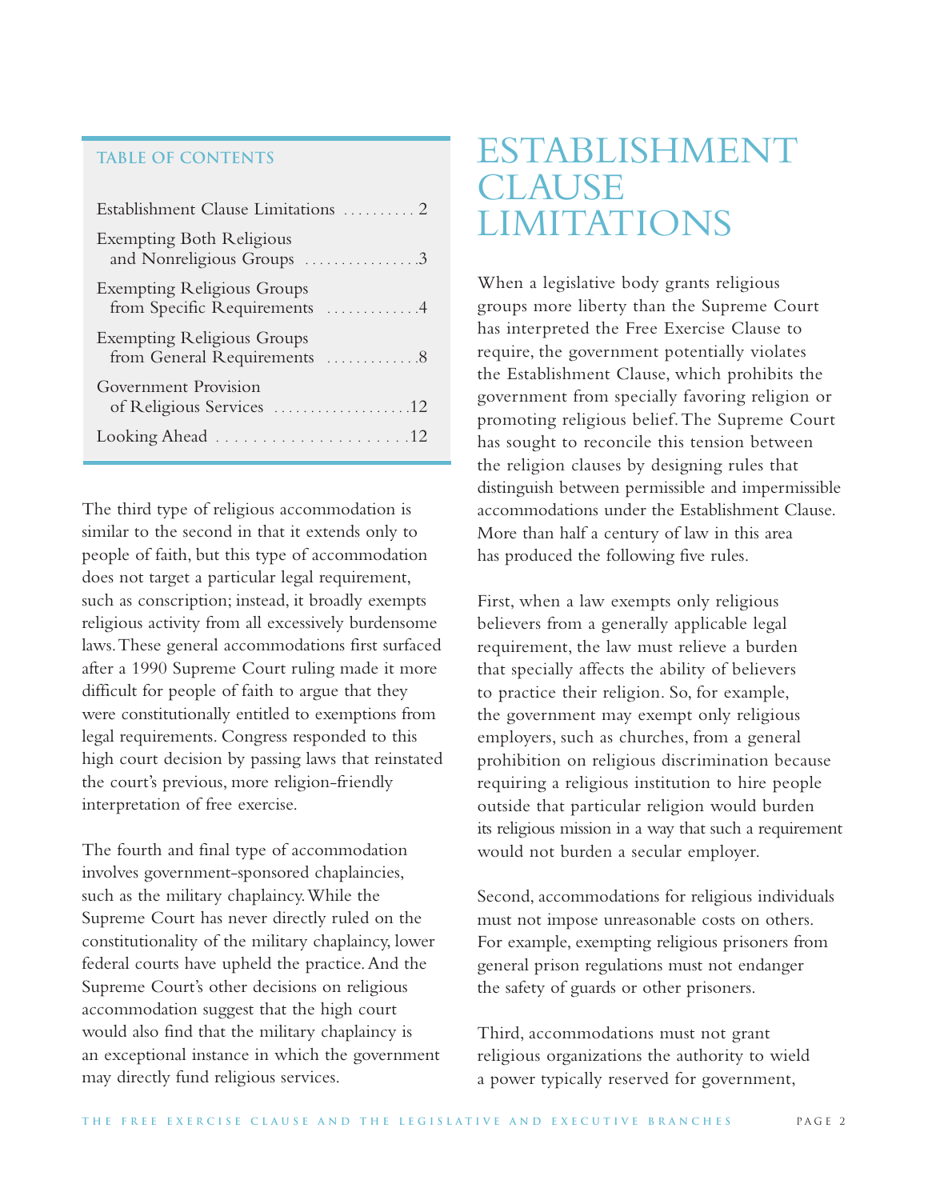**TABLE OF CONTENTS**

| | |
|---|---|
| Establishment Clause Limitations | 2 |
| Exempting Both Religious and Nonreligious Groups | 3 |
| Exempting Religious Groups from Specific Requirements | 4 |
| Exempting Religious Groups from General Requirements | 8 |
| Government Provision of Religious Services | 12 |
| Looking Ahead | 12 |

The third type of religious accommodation is similar to the second in that it extends only to people of faith, but this type of accommodation does not target a particular legal requirement, such as conscription; instead, it broadly exempts religious activity from all excessively burdensome laws. These general accommodations first surfaced after a 1990 Supreme Court ruling made it more difficult for people of faith to argue that they were constitutionally entitled to exemptions from legal requirements. Congress responded to this high court decision by passing laws that reinstated the court's previous, more religion-friendly interpretation of free exercise.

The fourth and final type of accommodation involves government-sponsored chaplaincies, such as the military chaplaincy. While the Supreme Court has never directly ruled on the constitutionality of the military chaplaincy, lower federal courts have upheld the practice. And the Supreme Court's other decisions on religious accommodation suggest that the high court would also find that the military chaplaincy is an exceptional instance in which the government may directly fund religious services.

# ESTABLISHMENT CLAUSE LIMITATIONS

When a legislative body grants religious groups more liberty than the Supreme Court has interpreted the Free Exercise Clause to require, the government potentially violates the Establishment Clause, which prohibits the government from specially favoring religion or promoting religious belief. The Supreme Court has sought to reconcile this tension between the religion clauses by designing rules that distinguish between permissible and impermissible accommodations under the Establishment Clause. More than half a century of law in this area has produced the following five rules.

First, when a law exempts only religious believers from a generally applicable legal requirement, the law must relieve a burden that specially affects the ability of believers to practice their religion. So, for example, the government may exempt only religious employers, such as churches, from a general prohibition on religious discrimination because requiring a religious institution to hire people outside that particular religion would burden its religious mission in a way that such a requirement would not burden a secular employer.

Second, accommodations for religious individuals must not impose unreasonable costs on others. For example, exempting religious prisoners from general prison regulations must not endanger the safety of guards or other prisoners.

Third, accommodations must not grant religious organizations the authority to wield a power typically reserved for government,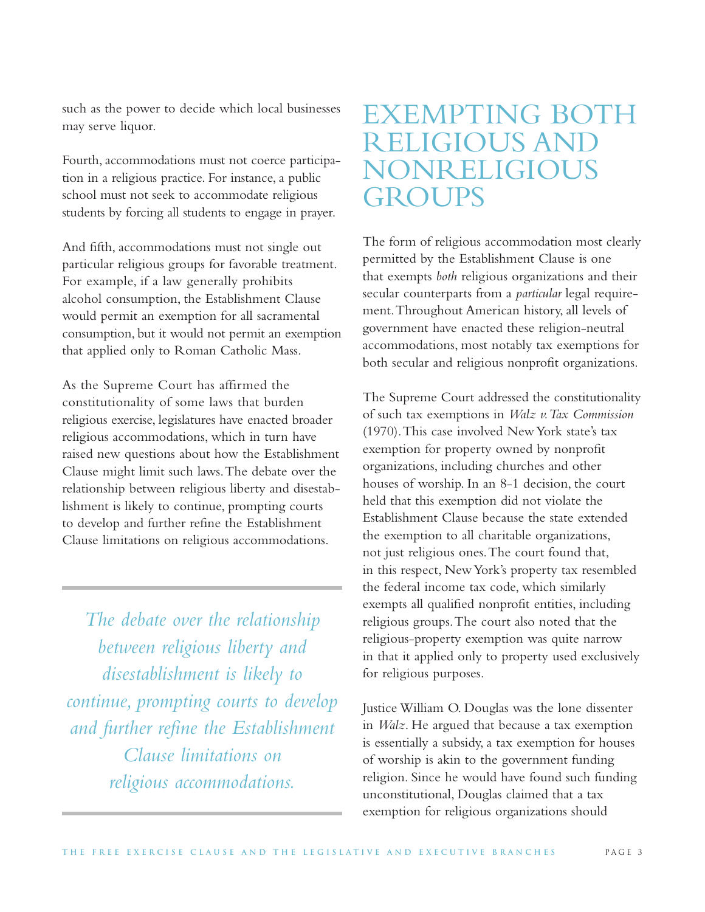such as the power to decide which local businesses may serve liquor.

Fourth, accommodations must not coerce participation in a religious practice. For instance, a public school must not seek to accommodate religious students by forcing all students to engage in prayer.

And fifth, accommodations must not single out particular religious groups for favorable treatment. For example, if a law generally prohibits alcohol consumption, the Establishment Clause would permit an exemption for all sacramental consumption, but it would not permit an exemption that applied only to Roman Catholic Mass.

As the Supreme Court has affirmed the constitutionality of some laws that burden religious exercise, legislatures have enacted broader religious accommodations, which in turn have raised new questions about how the Establishment Clause might limit such laws. The debate over the relationship between religious liberty and disestablishment is likely to continue, prompting courts to develop and further refine the Establishment Clause limitations on religious accommodations.

*The debate over the relationship between religious liberty and disestablishment is likely to continue, prompting courts to develop and further refine the Establishment Clause limitations on religious accommodations.*

# EXEMPTING BOTH RELIGIOUS AND NONRELIGIOUS GROUPS

The form of religious accommodation most clearly permitted by the Establishment Clause is one that exempts *both* religious organizations and their secular counterparts from a *particular* legal requirement. Throughout American history, all levels of government have enacted these religion-neutral accommodations, most notably tax exemptions for both secular and religious nonprofit organizations.

The Supreme Court addressed the constitutionality of such tax exemptions in *Walz v. Tax Commission* (1970). This case involved New York state's tax exemption for property owned by nonprofit organizations, including churches and other houses of worship. In an 8-1 decision, the court held that this exemption did not violate the Establishment Clause because the state extended the exemption to all charitable organizations, not just religious ones. The court found that, in this respect, New York's property tax resembled the federal income tax code, which similarly exempts all qualified nonprofit entities, including religious groups. The court also noted that the religious-property exemption was quite narrow in that it applied only to property used exclusively for religious purposes.

Justice William O. Douglas was the lone dissenter in *Walz*. He argued that because a tax exemption is essentially a subsidy, a tax exemption for houses of worship is akin to the government funding religion. Since he would have found such funding unconstitutional, Douglas claimed that a tax exemption for religious organizations should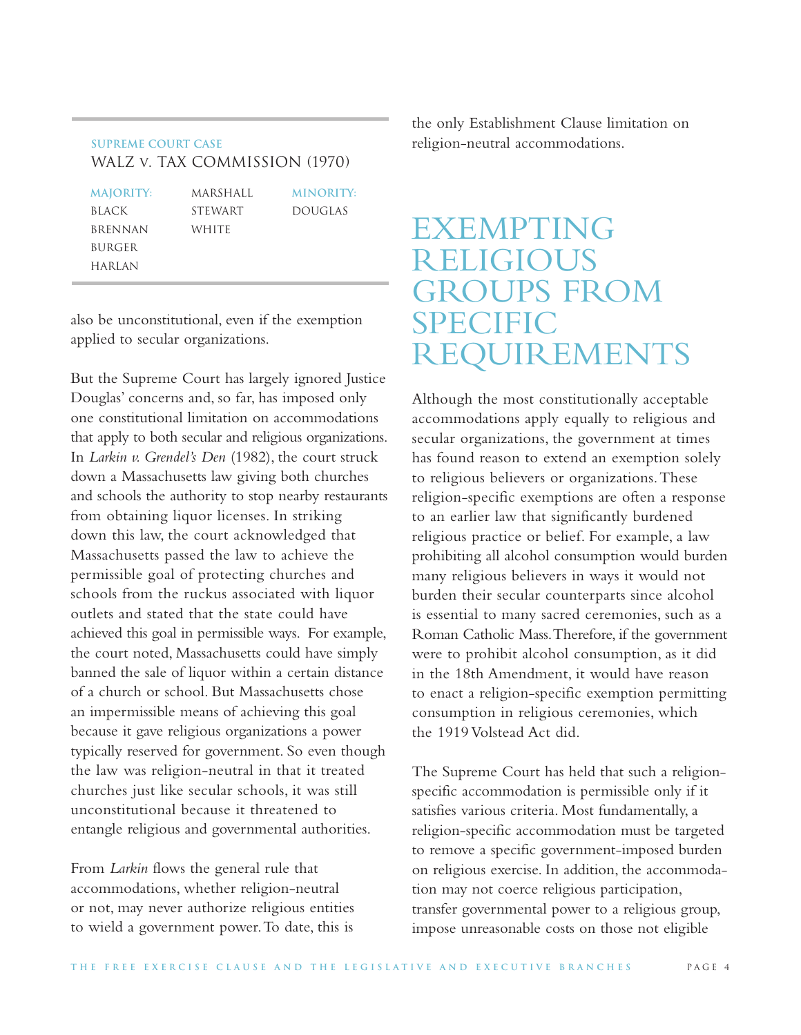**SUPREME COURT CASE**
WALZ v. TAX COMMISSION (1970)

| MAJORITY: | | MINORITY: |
|---|---|---|
| BLACK | MARSHALL | DOUGLAS |
| BRENNAN | STEWART | |
| BURGER | WHITE | |
| HARLAN | | |

also be unconstitutional, even if the exemption applied to secular organizations.

But the Supreme Court has largely ignored Justice Douglas' concerns and, so far, has imposed only one constitutional limitation on accommodations that apply to both secular and religious organizations. In *Larkin v. Grendel's Den* (1982), the court struck down a Massachusetts law giving both churches and schools the authority to stop nearby restaurants from obtaining liquor licenses. In striking down this law, the court acknowledged that Massachusetts passed the law to achieve the permissible goal of protecting churches and schools from the ruckus associated with liquor outlets and stated that the state could have achieved this goal in permissible ways. For example, the court noted, Massachusetts could have simply banned the sale of liquor within a certain distance of a church or school. But Massachusetts chose an impermissible means of achieving this goal because it gave religious organizations a power typically reserved for government. So even though the law was religion-neutral in that it treated churches just like secular schools, it was still unconstitutional because it threatened to entangle religious and governmental authorities.

From *Larkin* flows the general rule that accommodations, whether religion-neutral or not, may never authorize religious entities to wield a government power. To date, this is the only Establishment Clause limitation on religion-neutral accommodations.

# EXEMPTING RELIGIOUS GROUPS FROM SPECIFIC REQUIREMENTS

Although the most constitutionally acceptable accommodations apply equally to religious and secular organizations, the government at times has found reason to extend an exemption solely to religious believers or organizations. These religion-specific exemptions are often a response to an earlier law that significantly burdened religious practice or belief. For example, a law prohibiting all alcohol consumption would burden many religious believers in ways it would not burden their secular counterparts since alcohol is essential to many sacred ceremonies, such as a Roman Catholic Mass. Therefore, if the government were to prohibit alcohol consumption, as it did in the 18th Amendment, it would have reason to enact a religion-specific exemption permitting consumption in religious ceremonies, which the 1919 Volstead Act did.

The Supreme Court has held that such a religion-specific accommodation is permissible only if it satisfies various criteria. Most fundamentally, a religion-specific accommodation must be targeted to remove a specific government-imposed burden on religious exercise. In addition, the accommodation may not coerce religious participation, transfer governmental power to a religious group, impose unreasonable costs on those not eligible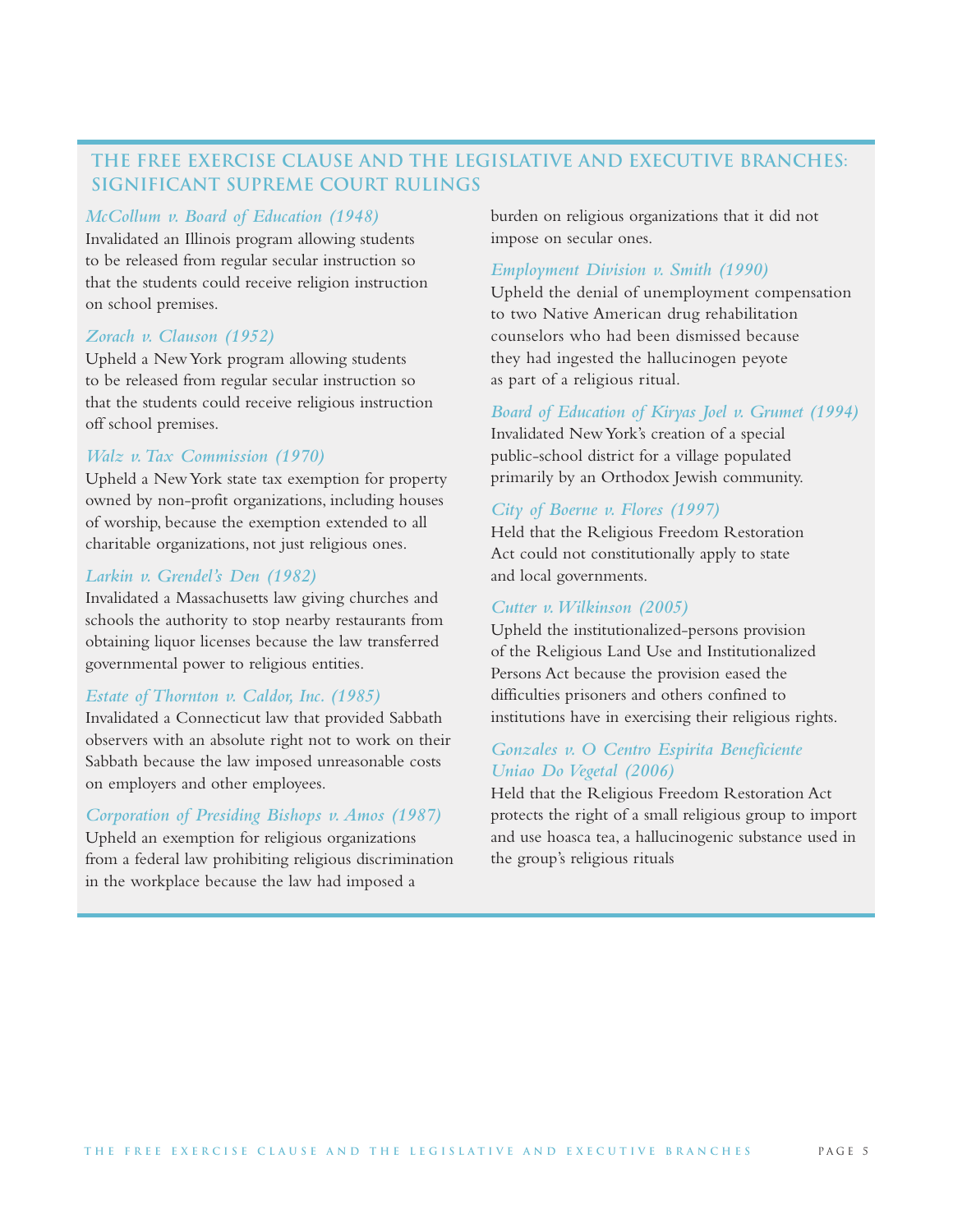## THE FREE EXERCISE CLAUSE AND THE LEGISLATIVE AND EXECUTIVE BRANCHES: SIGNIFICANT SUPREME COURT RULINGS

*McCollum v. Board of Education (1948)*
Invalidated an Illinois program allowing students to be released from regular secular instruction so that the students could receive religion instruction on school premises.

*Zorach v. Clauson (1952)*
Upheld a New York program allowing students to be released from regular secular instruction so that the students could receive religious instruction off school premises.

*Walz v. Tax Commission (1970)*
Upheld a New York state tax exemption for property owned by non-profit organizations, including houses of worship, because the exemption extended to all charitable organizations, not just religious ones.

*Larkin v. Grendel's Den (1982)*
Invalidated a Massachusetts law giving churches and schools the authority to stop nearby restaurants from obtaining liquor licenses because the law transferred governmental power to religious entities.

*Estate of Thornton v. Caldor, Inc. (1985)*
Invalidated a Connecticut law that provided Sabbath observers with an absolute right not to work on their Sabbath because the law imposed unreasonable costs on employers and other employees.

*Corporation of Presiding Bishops v. Amos (1987)*
Upheld an exemption for religious organizations from a federal law prohibiting religious discrimination in the workplace because the law had imposed a burden on religious organizations that it did not impose on secular ones.

*Employment Division v. Smith (1990)*
Upheld the denial of unemployment compensation to two Native American drug rehabilitation counselors who had been dismissed because they had ingested the hallucinogen peyote as part of a religious ritual.

*Board of Education of Kiryas Joel v. Grumet (1994)*
Invalidated New York's creation of a special public-school district for a village populated primarily by an Orthodox Jewish community.

*City of Boerne v. Flores (1997)*
Held that the Religious Freedom Restoration Act could not constitutionally apply to state and local governments.

*Cutter v. Wilkinson (2005)*
Upheld the institutionalized-persons provision of the Religious Land Use and Institutionalized Persons Act because the provision eased the difficulties prisoners and others confined to institutions have in exercising their religious rights.

*Gonzales v. O Centro Espirita Beneficiente Uniao Do Vegetal (2006)*
Held that the Religious Freedom Restoration Act protects the right of a small religious group to import and use hoasca tea, a hallucinogenic substance used in the group's religious rituals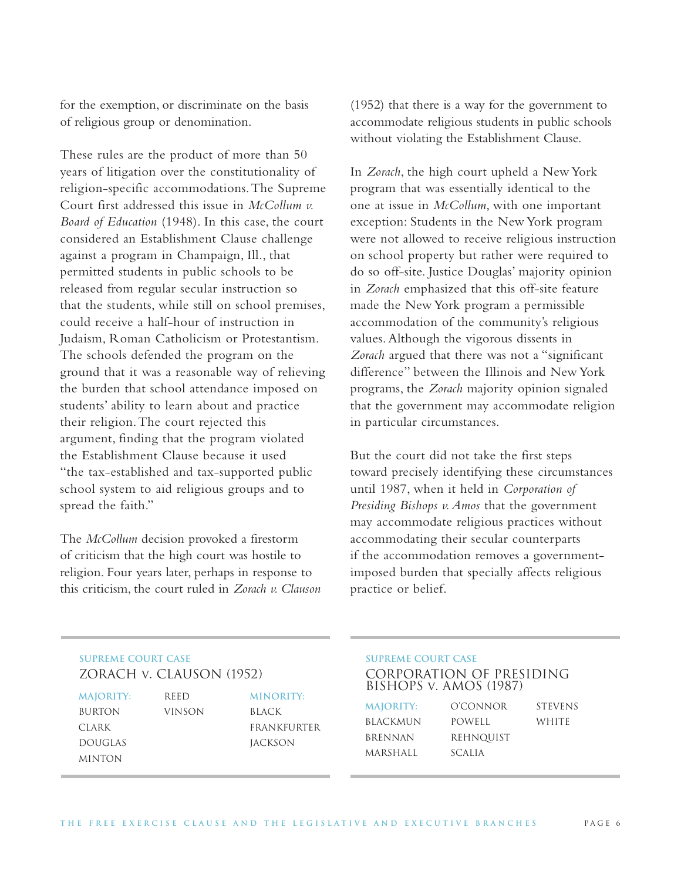for the exemption, or discriminate on the basis of religious group or denomination.

These rules are the product of more than 50 years of litigation over the constitutionality of religion-specific accommodations. The Supreme Court first addressed this issue in *McCollum v. Board of Education* (1948). In this case, the court considered an Establishment Clause challenge against a program in Champaign, Ill., that permitted students in public schools to be released from regular secular instruction so that the students, while still on school premises, could receive a half-hour of instruction in Judaism, Roman Catholicism or Protestantism. The schools defended the program on the ground that it was a reasonable way of relieving the burden that school attendance imposed on students' ability to learn about and practice their religion. The court rejected this argument, finding that the program violated the Establishment Clause because it used "the tax-established and tax-supported public school system to aid religious groups and to spread the faith."

The *McCollum* decision provoked a firestorm of criticism that the high court was hostile to religion. Four years later, perhaps in response to this criticism, the court ruled in *Zorach v. Clauson* (1952) that there is a way for the government to accommodate religious students in public schools without violating the Establishment Clause.

In *Zorach*, the high court upheld a New York program that was essentially identical to the one at issue in *McCollum*, with one important exception: Students in the New York program were not allowed to receive religious instruction on school property but rather were required to do so off-site. Justice Douglas' majority opinion in *Zorach* emphasized that this off-site feature made the New York program a permissible accommodation of the community's religious values. Although the vigorous dissents in *Zorach* argued that there was not a "significant difference" between the Illinois and New York programs, the *Zorach* majority opinion signaled that the government may accommodate religion in particular circumstances.

But the court did not take the first steps toward precisely identifying these circumstances until 1987, when it held in *Corporation of Presiding Bishops v. Amos* that the government may accommodate religious practices without accommodating their secular counterparts if the accommodation removes a government-imposed burden that specially affects religious practice or belief.

**SUPREME COURT CASE**

ZORACH v. CLAUSON (1952)

**MAJORITY:** BURTON, CLARK, DOUGLAS, MINTON, REED, VINSON

**MINORITY:** BLACK, FRANKFURTER, JACKSON

**SUPREME COURT CASE**

CORPORATION OF PRESIDING BISHOPS v. AMOS (1987)

**MAJORITY:** BLACKMUN, BRENNAN, MARSHALL, O'CONNOR, POWELL, REHNQUIST, SCALIA, STEVENS, WHITE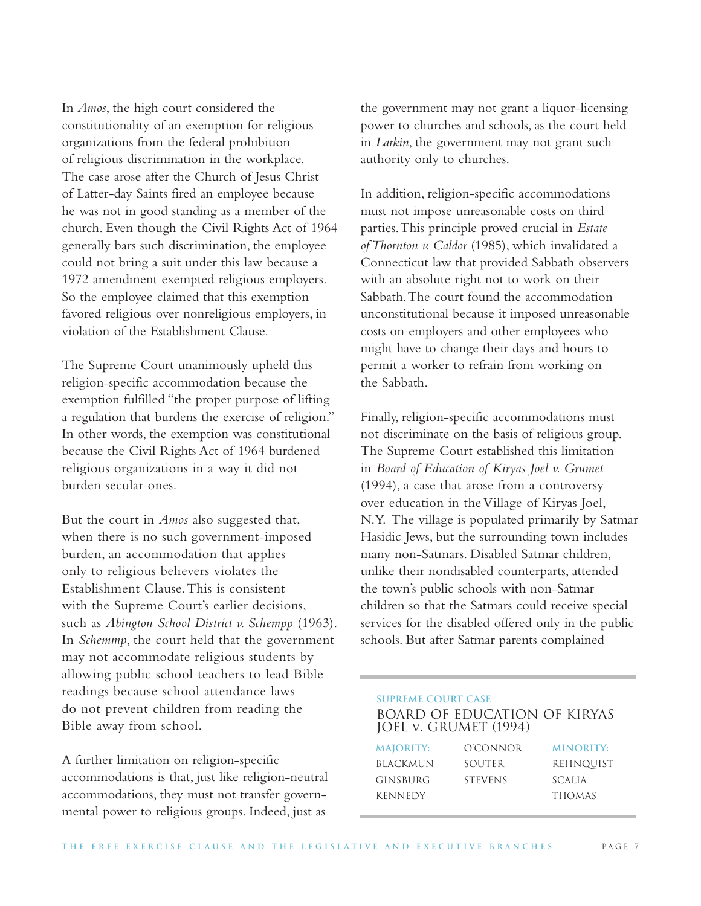In *Amos*, the high court considered the constitutionality of an exemption for religious organizations from the federal prohibition of religious discrimination in the workplace. The case arose after the Church of Jesus Christ of Latter-day Saints fired an employee because he was not in good standing as a member of the church. Even though the Civil Rights Act of 1964 generally bars such discrimination, the employee could not bring a suit under this law because a 1972 amendment exempted religious employers. So the employee claimed that this exemption favored religious over nonreligious employers, in violation of the Establishment Clause.

The Supreme Court unanimously upheld this religion-specific accommodation because the exemption fulfilled "the proper purpose of lifting a regulation that burdens the exercise of religion." In other words, the exemption was constitutional because the Civil Rights Act of 1964 burdened religious organizations in a way it did not burden secular ones.

But the court in *Amos* also suggested that, when there is no such government-imposed burden, an accommodation that applies only to religious believers violates the Establishment Clause. This is consistent with the Supreme Court's earlier decisions, such as *Abington School District v. Schempp* (1963). In *Schemmp*, the court held that the government may not accommodate religious students by allowing public school teachers to lead Bible readings because school attendance laws do not prevent children from reading the Bible away from school.

A further limitation on religion-specific accommodations is that, just like religion-neutral accommodations, they must not transfer governmental power to religious groups. Indeed, just as the government may not grant a liquor-licensing power to churches and schools, as the court held in *Larkin*, the government may not grant such authority only to churches.

In addition, religion-specific accommodations must not impose unreasonable costs on third parties. This principle proved crucial in *Estate of Thornton v. Caldor* (1985), which invalidated a Connecticut law that provided Sabbath observers with an absolute right not to work on their Sabbath. The court found the accommodation unconstitutional because it imposed unreasonable costs on employers and other employees who might have to change their days and hours to permit a worker to refrain from working on the Sabbath.

Finally, religion-specific accommodations must not discriminate on the basis of religious group. The Supreme Court established this limitation in *Board of Education of Kiryas Joel v. Grumet* (1994), a case that arose from a controversy over education in the Village of Kiryas Joel, N.Y. The village is populated primarily by Satmar Hasidic Jews, but the surrounding town includes many non-Satmars. Disabled Satmar children, unlike their nondisabled counterparts, attended the town's public schools with non-Satmar children so that the Satmars could receive special services for the disabled offered only in the public schools. But after Satmar parents complained

SUPREME COURT CASE

**BOARD OF EDUCATION OF KIRYAS JOEL V. GRUMET (1994)**

| MAJORITY: | | MINORITY: |
|---|---|---|
| BLACKMUN | O'CONNOR | REHNQUIST |
| GINSBURG | SOUTER | SCALIA |
| KENNEDY | STEVENS | THOMAS |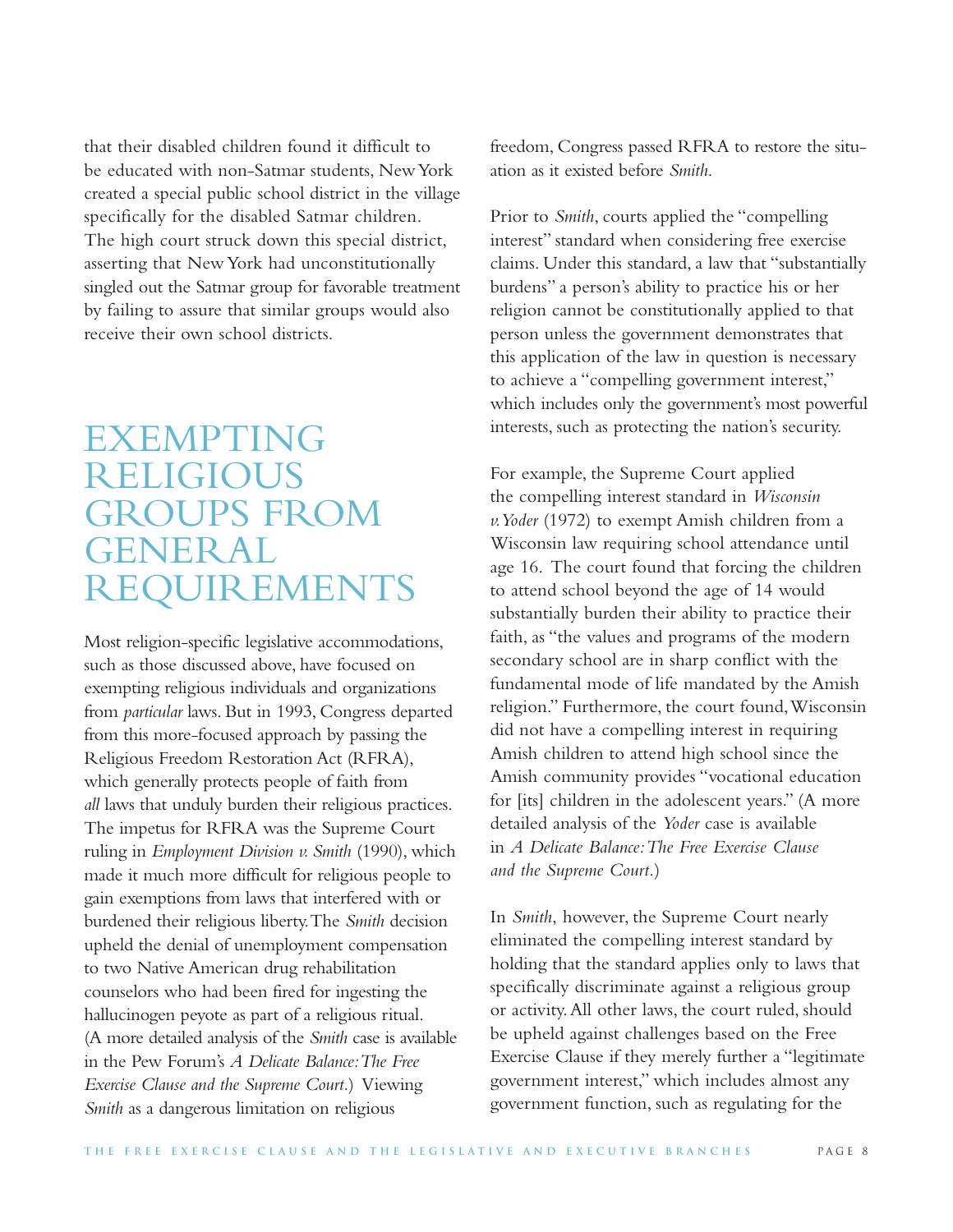that their disabled children found it difficult to be educated with non-Satmar students, New York created a special public school district in the village specifically for the disabled Satmar children. The high court struck down this special district, asserting that New York had unconstitutionally singled out the Satmar group for favorable treatment by failing to assure that similar groups would also receive their own school districts.

## EXEMPTING RELIGIOUS GROUPS FROM GENERAL REQUIREMENTS

Most religion-specific legislative accommodations, such as those discussed above, have focused on exempting religious individuals and organizations from *particular* laws. But in 1993, Congress departed from this more-focused approach by passing the Religious Freedom Restoration Act (RFRA), which generally protects people of faith from *all* laws that unduly burden their religious practices. The impetus for RFRA was the Supreme Court ruling in *Employment Division v. Smith* (1990), which made it much more difficult for religious people to gain exemptions from laws that interfered with or burdened their religious liberty. The *Smith* decision upheld the denial of unemployment compensation to two Native American drug rehabilitation counselors who had been fired for ingesting the hallucinogen peyote as part of a religious ritual. (A more detailed analysis of the *Smith* case is available in the Pew Forum's *A Delicate Balance: The Free Exercise Clause and the Supreme Court.*) Viewing *Smith* as a dangerous limitation on religious freedom, Congress passed RFRA to restore the situation as it existed before *Smith*.

Prior to *Smith*, courts applied the "compelling interest" standard when considering free exercise claims. Under this standard, a law that "substantially burdens" a person's ability to practice his or her religion cannot be constitutionally applied to that person unless the government demonstrates that this application of the law in question is necessary to achieve a "compelling government interest," which includes only the government's most powerful interests, such as protecting the nation's security.

For example, the Supreme Court applied the compelling interest standard in *Wisconsin v. Yoder* (1972) to exempt Amish children from a Wisconsin law requiring school attendance until age 16. The court found that forcing the children to attend school beyond the age of 14 would substantially burden their ability to practice their faith, as "the values and programs of the modern secondary school are in sharp conflict with the fundamental mode of life mandated by the Amish religion." Furthermore, the court found, Wisconsin did not have a compelling interest in requiring Amish children to attend high school since the Amish community provides "vocational education for [its] children in the adolescent years." (A more detailed analysis of the *Yoder* case is available in *A Delicate Balance: The Free Exercise Clause and the Supreme Court.*)

In *Smith*, however, the Supreme Court nearly eliminated the compelling interest standard by holding that the standard applies only to laws that specifically discriminate against a religious group or activity. All other laws, the court ruled, should be upheld against challenges based on the Free Exercise Clause if they merely further a "legitimate government interest," which includes almost any government function, such as regulating for the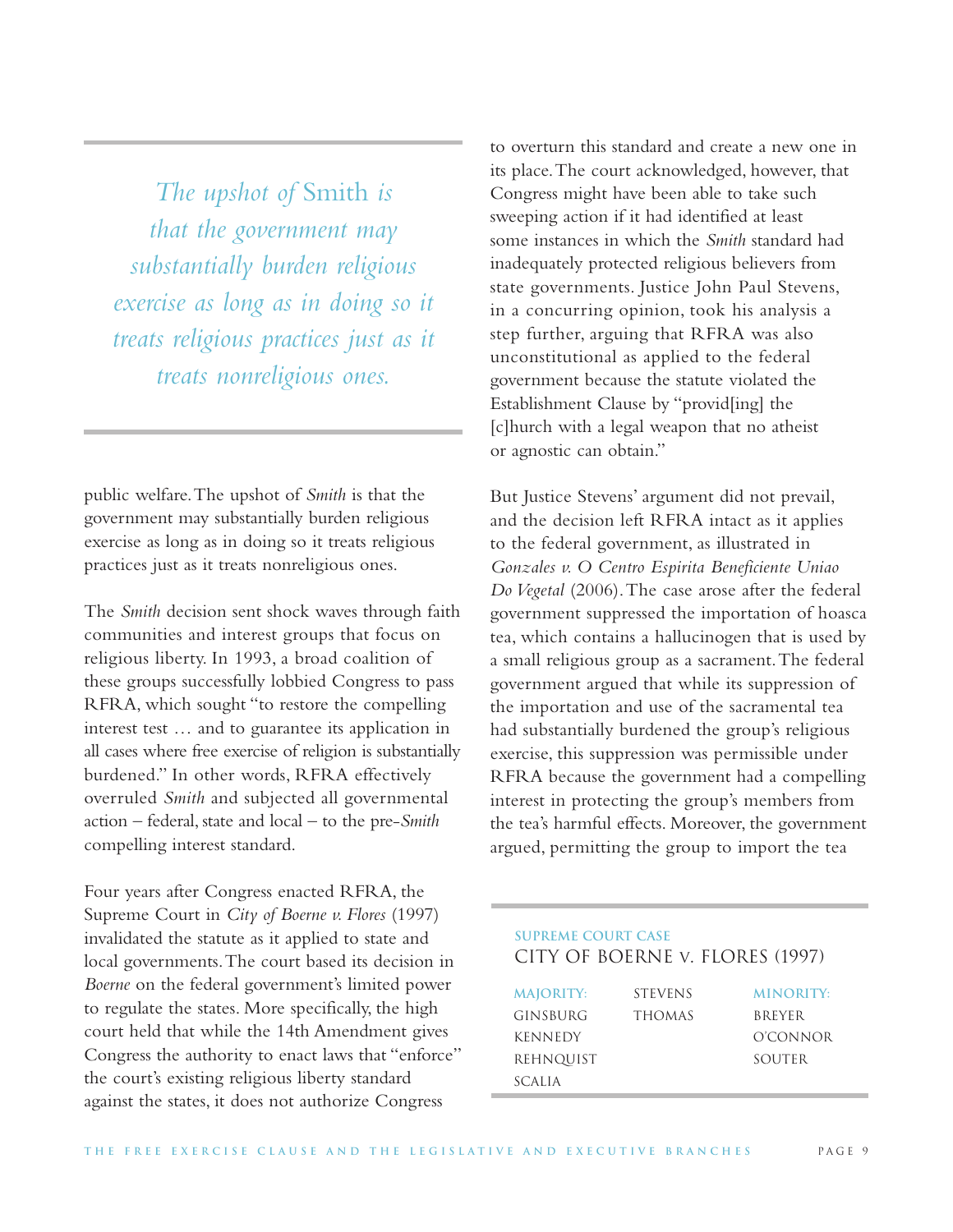> *The upshot of* Smith *is that the government may substantially burden religious exercise as long as in doing so it treats religious practices just as it treats nonreligious ones.*

public welfare. The upshot of *Smith* is that the government may substantially burden religious exercise as long as in doing so it treats religious practices just as it treats nonreligious ones.

The *Smith* decision sent shock waves through faith communities and interest groups that focus on religious liberty. In 1993, a broad coalition of these groups successfully lobbied Congress to pass RFRA, which sought "to restore the compelling interest test … and to guarantee its application in all cases where free exercise of religion is substantially burdened." In other words, RFRA effectively overruled *Smith* and subjected all governmental action – federal, state and local – to the pre-*Smith* compelling interest standard.

Four years after Congress enacted RFRA, the Supreme Court in *City of Boerne v. Flores* (1997) invalidated the statute as it applied to state and local governments. The court based its decision in *Boerne* on the federal government's limited power to regulate the states. More specifically, the high court held that while the 14th Amendment gives Congress the authority to enact laws that "enforce" the court's existing religious liberty standard against the states, it does not authorize Congress to overturn this standard and create a new one in its place. The court acknowledged, however, that Congress might have been able to take such sweeping action if it had identified at least some instances in which the *Smith* standard had inadequately protected religious believers from state governments. Justice John Paul Stevens, in a concurring opinion, took his analysis a step further, arguing that RFRA was also unconstitutional as applied to the federal government because the statute violated the Establishment Clause by "provid[ing] the [c]hurch with a legal weapon that no atheist or agnostic can obtain."

But Justice Stevens' argument did not prevail, and the decision left RFRA intact as it applies to the federal government, as illustrated in *Gonzales v. O Centro Espirita Beneficiente Uniao Do Vegetal* (2006). The case arose after the federal government suppressed the importation of hoasca tea, which contains a hallucinogen that is used by a small religious group as a sacrament. The federal government argued that while its suppression of the importation and use of the sacramental tea had substantially burdened the group's religious exercise, this suppression was permissible under RFRA because the government had a compelling interest in protecting the group's members from the tea's harmful effects. Moreover, the government argued, permitting the group to import the tea

**SUPREME COURT CASE**
CITY OF BOERNE v. FLORES (1997)

| MAJORITY: | | MINORITY: |
|---|---|---|
| GINSBURG | STEVENS | BREYER |
| KENNEDY | THOMAS | O'CONNOR |
| REHNQUIST | | SOUTER |
| SCALIA | | |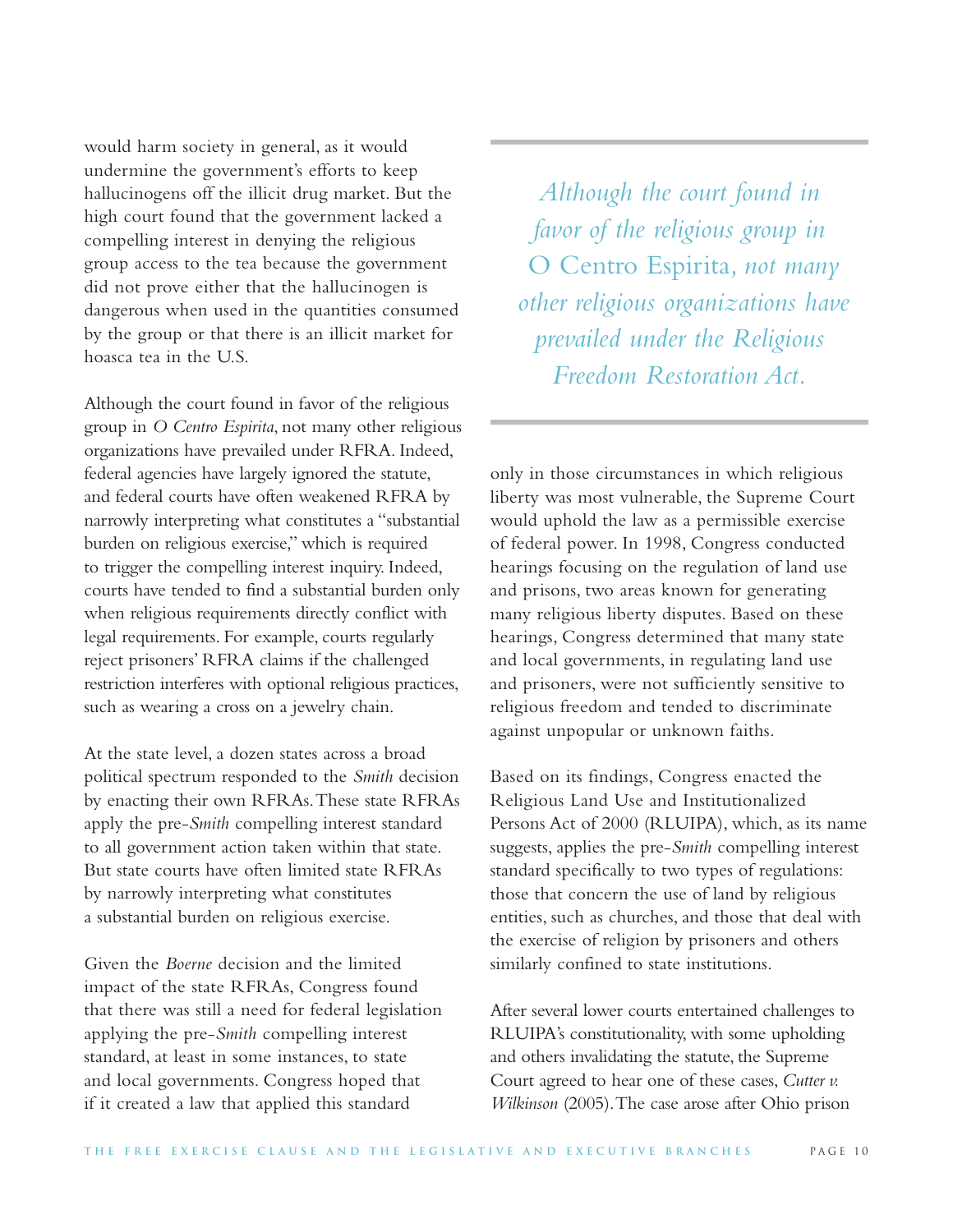would harm society in general, as it would undermine the government's efforts to keep hallucinogens off the illicit drug market. But the high court found that the government lacked a compelling interest in denying the religious group access to the tea because the government did not prove either that the hallucinogen is dangerous when used in the quantities consumed by the group or that there is an illicit market for hoasca tea in the U.S.

Although the court found in favor of the religious group in *O Centro Espirita*, not many other religious organizations have prevailed under RFRA. Indeed, federal agencies have largely ignored the statute, and federal courts have often weakened RFRA by narrowly interpreting what constitutes a "substantial burden on religious exercise," which is required to trigger the compelling interest inquiry. Indeed, courts have tended to find a substantial burden only when religious requirements directly conflict with legal requirements. For example, courts regularly reject prisoners' RFRA claims if the challenged restriction interferes with optional religious practices, such as wearing a cross on a jewelry chain.

At the state level, a dozen states across a broad political spectrum responded to the *Smith* decision by enacting their own RFRAs. These state RFRAs apply the pre-*Smith* compelling interest standard to all government action taken within that state. But state courts have often limited state RFRAs by narrowly interpreting what constitutes a substantial burden on religious exercise.

Given the *Boerne* decision and the limited impact of the state RFRAs, Congress found that there was still a need for federal legislation applying the pre-*Smith* compelling interest standard, at least in some instances, to state and local governments. Congress hoped that if it created a law that applied this standard only in those circumstances in which religious liberty was most vulnerable, the Supreme Court would uphold the law as a permissible exercise of federal power. In 1998, Congress conducted hearings focusing on the regulation of land use and prisons, two areas known for generating many religious liberty disputes. Based on these hearings, Congress determined that many state and local governments, in regulating land use and prisoners, were not sufficiently sensitive to religious freedom and tended to discriminate against unpopular or unknown faiths.

> *Although the court found in favor of the religious group in* O Centro Espirita*, not many other religious organizations have prevailed under the Religious Freedom Restoration Act.*

Based on its findings, Congress enacted the Religious Land Use and Institutionalized Persons Act of 2000 (RLUIPA), which, as its name suggests, applies the pre-*Smith* compelling interest standard specifically to two types of regulations: those that concern the use of land by religious entities, such as churches, and those that deal with the exercise of religion by prisoners and others similarly confined to state institutions.

After several lower courts entertained challenges to RLUIPA's constitutionality, with some upholding and others invalidating the statute, the Supreme Court agreed to hear one of these cases, *Cutter v. Wilkinson* (2005). The case arose after Ohio prison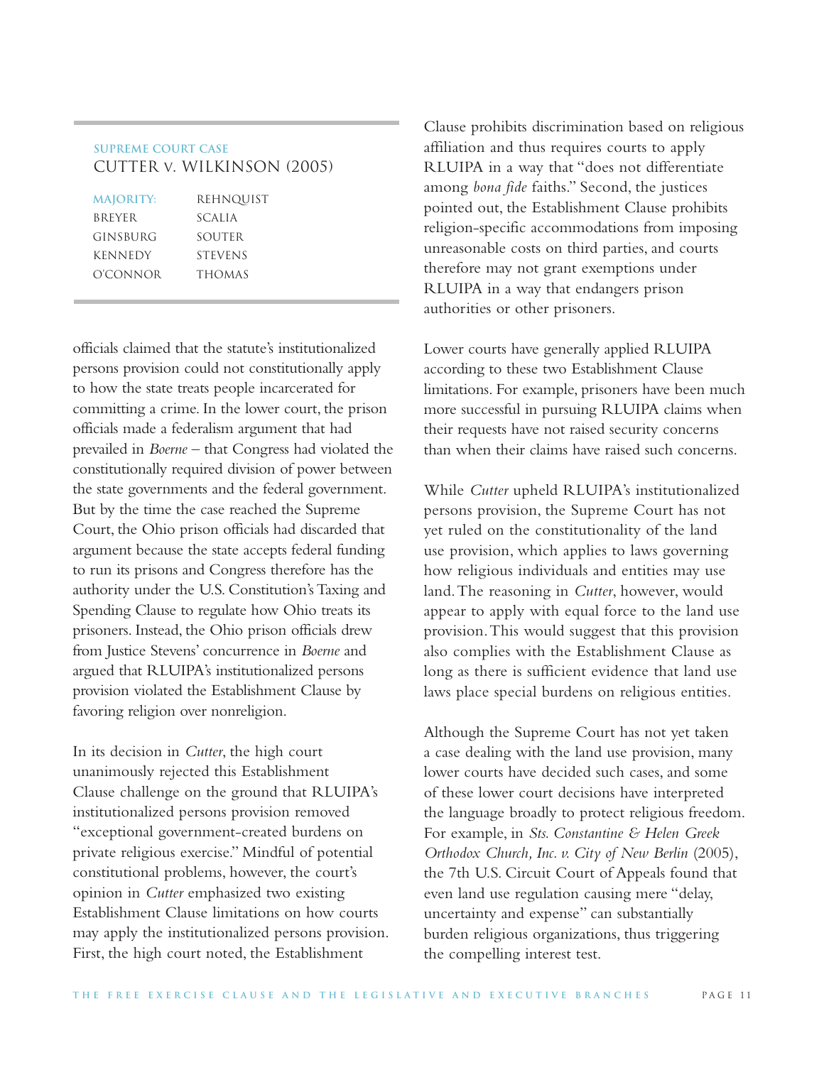**SUPREME COURT CASE**
CUTTER V. WILKINSON (2005)

| | |
|---|---|
| MAJORITY: | REHNQUIST |
| BREYER | SCALIA |
| GINSBURG | SOUTER |
| KENNEDY | STEVENS |
| O'CONNOR | THOMAS |

officials claimed that the statute's institutionalized persons provision could not constitutionally apply to how the state treats people incarcerated for committing a crime. In the lower court, the prison officials made a federalism argument that had prevailed in *Boerne* – that Congress had violated the constitutionally required division of power between the state governments and the federal government. But by the time the case reached the Supreme Court, the Ohio prison officials had discarded that argument because the state accepts federal funding to run its prisons and Congress therefore has the authority under the U.S. Constitution's Taxing and Spending Clause to regulate how Ohio treats its prisoners. Instead, the Ohio prison officials drew from Justice Stevens' concurrence in *Boerne* and argued that RLUIPA's institutionalized persons provision violated the Establishment Clause by favoring religion over nonreligion.

In its decision in *Cutter*, the high court unanimously rejected this Establishment Clause challenge on the ground that RLUIPA's institutionalized persons provision removed "exceptional government-created burdens on private religious exercise." Mindful of potential constitutional problems, however, the court's opinion in *Cutter* emphasized two existing Establishment Clause limitations on how courts may apply the institutionalized persons provision. First, the high court noted, the Establishment Clause prohibits discrimination based on religious affiliation and thus requires courts to apply RLUIPA in a way that "does not differentiate among *bona fide* faiths." Second, the justices pointed out, the Establishment Clause prohibits religion-specific accommodations from imposing unreasonable costs on third parties, and courts therefore may not grant exemptions under RLUIPA in a way that endangers prison authorities or other prisoners.

Lower courts have generally applied RLUIPA according to these two Establishment Clause limitations. For example, prisoners have been much more successful in pursuing RLUIPA claims when their requests have not raised security concerns than when their claims have raised such concerns.

While *Cutter* upheld RLUIPA's institutionalized persons provision, the Supreme Court has not yet ruled on the constitutionality of the land use provision, which applies to laws governing how religious individuals and entities may use land. The reasoning in *Cutter*, however, would appear to apply with equal force to the land use provision. This would suggest that this provision also complies with the Establishment Clause as long as there is sufficient evidence that land use laws place special burdens on religious entities.

Although the Supreme Court has not yet taken a case dealing with the land use provision, many lower courts have decided such cases, and some of these lower court decisions have interpreted the language broadly to protect religious freedom. For example, in *Sts. Constantine & Helen Greek Orthodox Church, Inc. v. City of New Berlin* (2005), the 7th U.S. Circuit Court of Appeals found that even land use regulation causing mere "delay, uncertainty and expense" can substantially burden religious organizations, thus triggering the compelling interest test.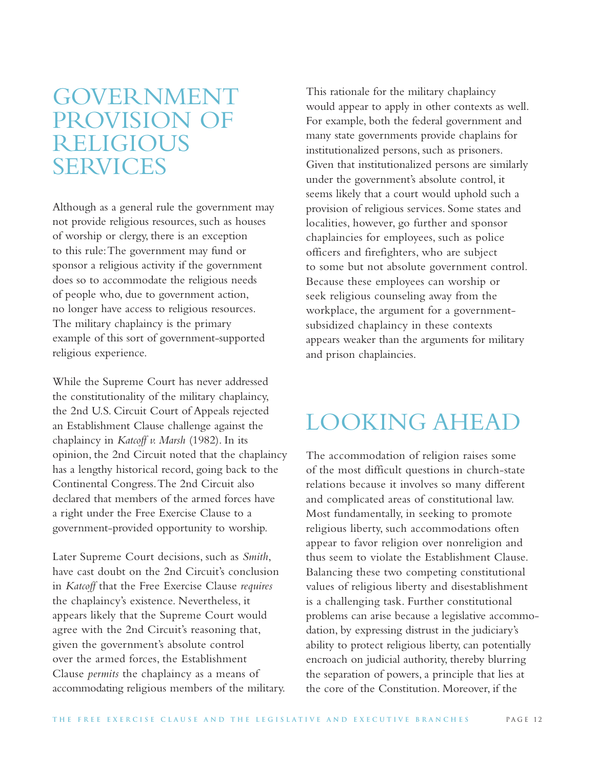# GOVERNMENT PROVISION OF RELIGIOUS SERVICES

Although as a general rule the government may not provide religious resources, such as houses of worship or clergy, there is an exception to this rule: The government may fund or sponsor a religious activity if the government does so to accommodate the religious needs of people who, due to government action, no longer have access to religious resources. The military chaplaincy is the primary example of this sort of government-supported religious experience.

While the Supreme Court has never addressed the constitutionality of the military chaplaincy, the 2nd U.S. Circuit Court of Appeals rejected an Establishment Clause challenge against the chaplaincy in *Katcoff v. Marsh* (1982). In its opinion, the 2nd Circuit noted that the chaplaincy has a lengthy historical record, going back to the Continental Congress. The 2nd Circuit also declared that members of the armed forces have a right under the Free Exercise Clause to a government-provided opportunity to worship.

Later Supreme Court decisions, such as *Smith*, have cast doubt on the 2nd Circuit's conclusion in *Katcoff* that the Free Exercise Clause *requires* the chaplaincy's existence. Nevertheless, it appears likely that the Supreme Court would agree with the 2nd Circuit's reasoning that, given the government's absolute control over the armed forces, the Establishment Clause *permits* the chaplaincy as a means of accommodating religious members of the military.

This rationale for the military chaplaincy would appear to apply in other contexts as well. For example, both the federal government and many state governments provide chaplains for institutionalized persons, such as prisoners. Given that institutionalized persons are similarly under the government's absolute control, it seems likely that a court would uphold such a provision of religious services. Some states and localities, however, go further and sponsor chaplaincies for employees, such as police officers and firefighters, who are subject to some but not absolute government control. Because these employees can worship or seek religious counseling away from the workplace, the argument for a government-subsidized chaplaincy in these contexts appears weaker than the arguments for military and prison chaplaincies.

# LOOKING AHEAD

The accommodation of religion raises some of the most difficult questions in church-state relations because it involves so many different and complicated areas of constitutional law. Most fundamentally, in seeking to promote religious liberty, such accommodations often appear to favor religion over nonreligion and thus seem to violate the Establishment Clause. Balancing these two competing constitutional values of religious liberty and disestablishment is a challenging task. Further constitutional problems can arise because a legislative accommodation, by expressing distrust in the judiciary's ability to protect religious liberty, can potentially encroach on judicial authority, thereby blurring the separation of powers, a principle that lies at the core of the Constitution. Moreover, if the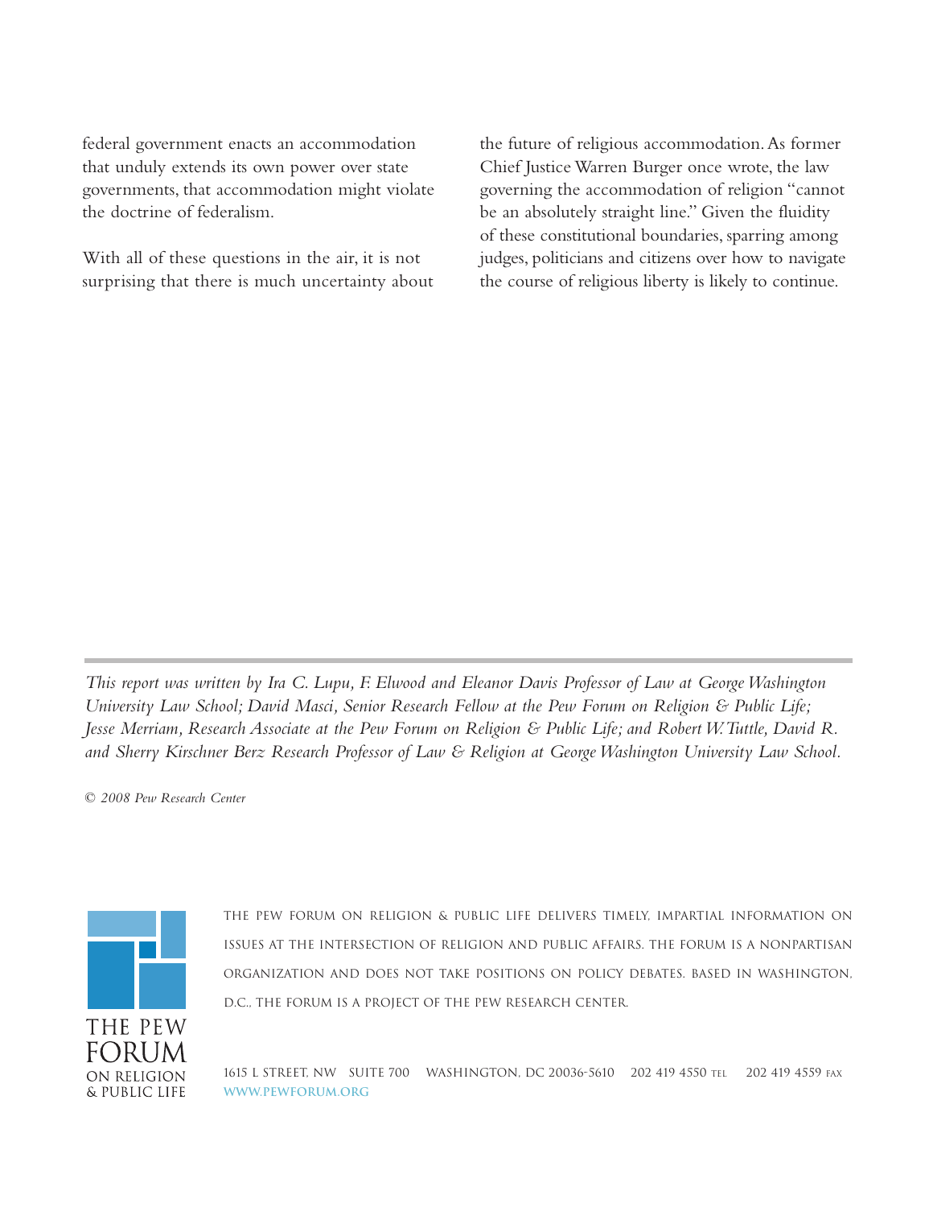federal government enacts an accommodation that unduly extends its own power over state governments, that accommodation might violate the doctrine of federalism.

With all of these questions in the air, it is not surprising that there is much uncertainty about the future of religious accommodation. As former Chief Justice Warren Burger once wrote, the law governing the accommodation of religion "cannot be an absolutely straight line." Given the fluidity of these constitutional boundaries, sparring among judges, politicians and citizens over how to navigate the course of religious liberty is likely to continue.

---

*This report was written by Ira C. Lupu, F. Elwood and Eleanor Davis Professor of Law at George Washington University Law School; David Masci, Senior Research Fellow at the Pew Forum on Religion & Public Life; Jesse Merriam, Research Associate at the Pew Forum on Religion & Public Life; and Robert W. Tuttle, David R. and Sherry Kirschner Berz Research Professor of Law & Religion at George Washington University Law School.*

*© 2008 Pew Research Center*

THE PEW FORUM ON RELIGION & PUBLIC LIFE

THE PEW FORUM ON RELIGION & PUBLIC LIFE DELIVERS TIMELY, IMPARTIAL INFORMATION ON ISSUES AT THE INTERSECTION OF RELIGION AND PUBLIC AFFAIRS. THE FORUM IS A NONPARTISAN ORGANIZATION AND DOES NOT TAKE POSITIONS ON POLICY DEBATES. BASED IN WASHINGTON, D.C., THE FORUM IS A PROJECT OF THE PEW RESEARCH CENTER.

1615 L STREET, NW SUITE 700 WASHINGTON, DC 20036-5610 202 419 4550 TEL 202 419 4559 FAX
WWW.PEWFORUM.ORG